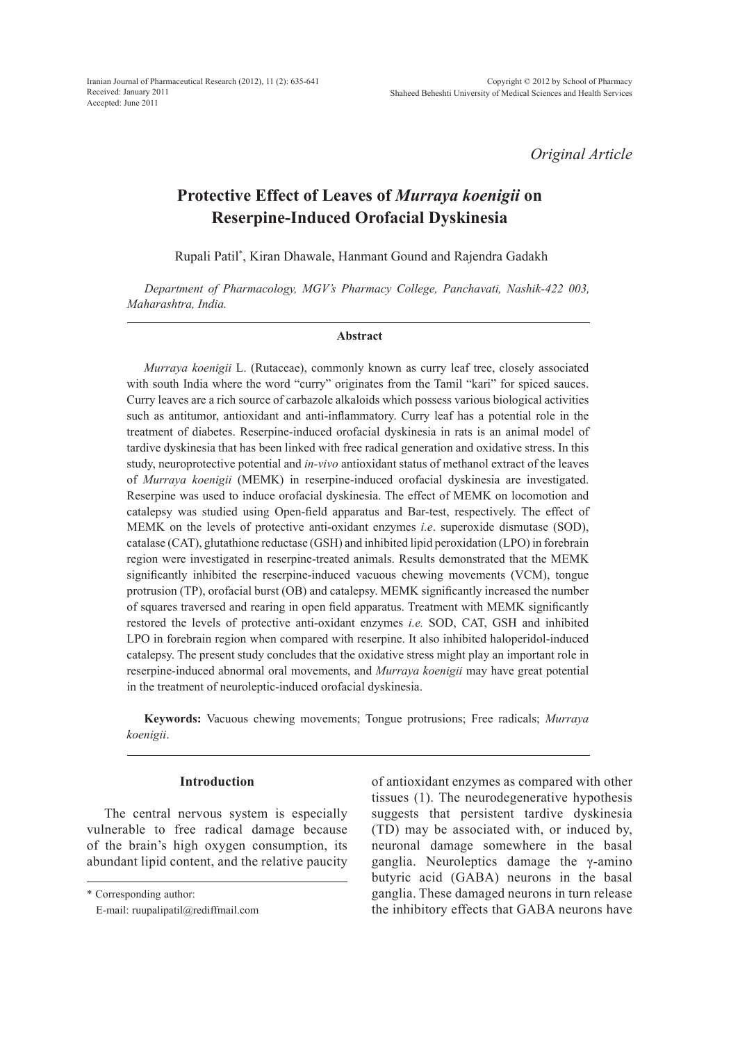*Original Article*

# Protective Effect of Leaves of *Murraya koenigii* on Reserpine-Induced Orofacial Dyskinesia

Rupali Patil*, Kiran Dhawale, Hanmant Gound and Rajendra Gadakh

*Department of Pharmacology, MGV's Pharmacy College, Panchavati, Nashik-422 003, Maharashtra, India.*

## Abstract

*Murraya koenigii* L. (Rutaceae), commonly known as curry leaf tree, closely associated with south India where the word "curry" originates from the Tamil "kari" for spiced sauces. Curry leaves are a rich source of carbazole alkaloids which possess various biological activities such as antitumor, antioxidant and anti-inflammatory. Curry leaf has a potential role in the treatment of diabetes. Reserpine-induced orofacial dyskinesia in rats is an animal model of tardive dyskinesia that has been linked with free radical generation and oxidative stress. In this study, neuroprotective potential and *in-vivo* antioxidant status of methanol extract of the leaves of *Murraya koenigii* (MEMK) in reserpine-induced orofacial dyskinesia are investigated. Reserpine was used to induce orofacial dyskinesia. The effect of MEMK on locomotion and catalepsy was studied using Open-field apparatus and Bar-test, respectively. The effect of MEMK on the levels of protective anti-oxidant enzymes *i.e*. superoxide dismutase (SOD), catalase (CAT), glutathione reductase (GSH) and inhibited lipid peroxidation (LPO) in forebrain region were investigated in reserpine-treated animals. Results demonstrated that the MEMK significantly inhibited the reserpine-induced vacuous chewing movements (VCM), tongue protrusion (TP), orofacial burst (OB) and catalepsy. MEMK significantly increased the number of squares traversed and rearing in open field apparatus. Treatment with MEMK significantly restored the levels of protective anti-oxidant enzymes *i.e.* SOD, CAT, GSH and inhibited LPO in forebrain region when compared with reserpine. It also inhibited haloperidol-induced catalepsy. The present study concludes that the oxidative stress might play an important role in reserpine-induced abnormal oral movements, and *Murraya koenigii* may have great potential in the treatment of neuroleptic-induced orofacial dyskinesia.

**Keywords:** Vacuous chewing movements; Tongue protrusions; Free radicals; *Murraya koenigii*.

## Introduction

The central nervous system is especially vulnerable to free radical damage because of the brain's high oxygen consumption, its abundant lipid content, and the relative paucity of antioxidant enzymes as compared with other tissues (1). The neurodegenerative hypothesis suggests that persistent tardive dyskinesia (TD) may be associated with, or induced by, neuronal damage somewhere in the basal ganglia. Neuroleptics damage the γ-amino butyric acid (GABA) neurons in the basal ganglia. These damaged neurons in turn release the inhibitory effects that GABA neurons have

\* Corresponding author:
E-mail: ruupalipatil@rediffmail.com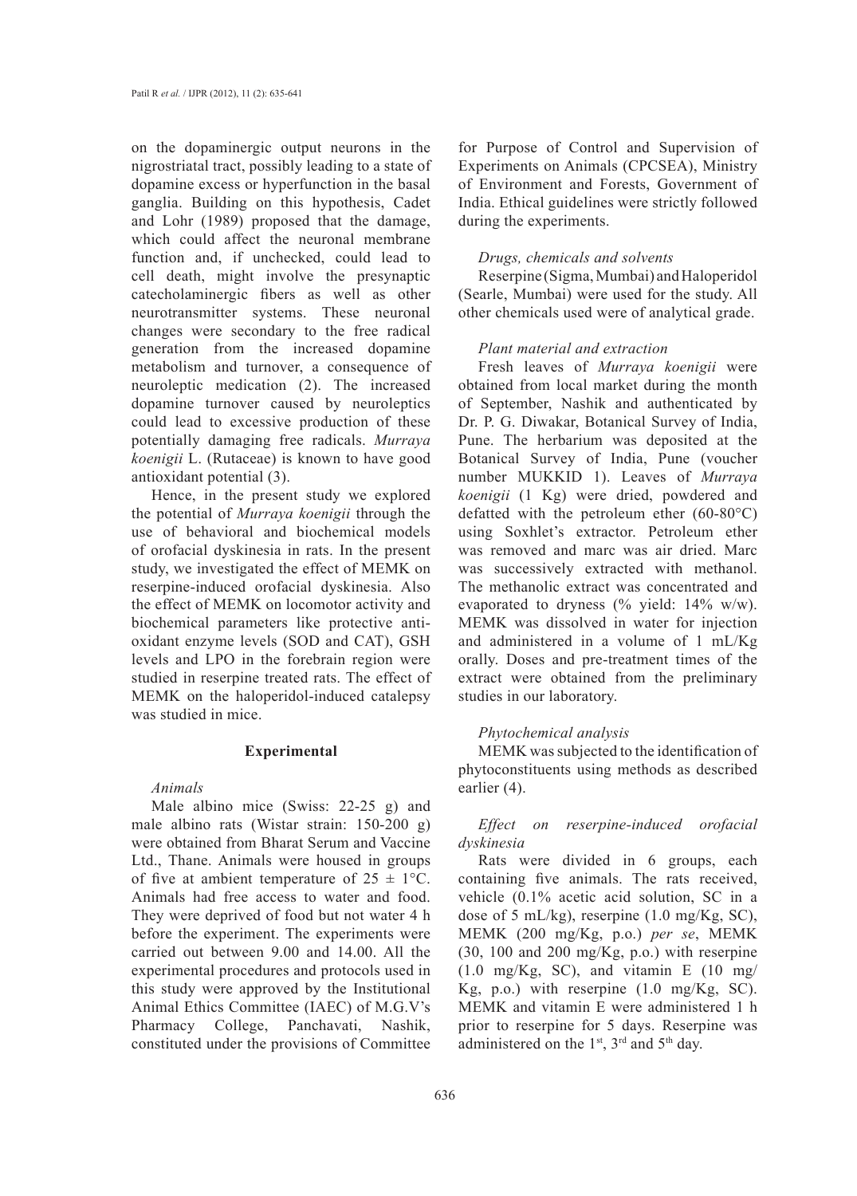on the dopaminergic output neurons in the nigrostriatal tract, possibly leading to a state of dopamine excess or hyperfunction in the basal ganglia. Building on this hypothesis, Cadet and Lohr (1989) proposed that the damage, which could affect the neuronal membrane function and, if unchecked, could lead to cell death, might involve the presynaptic catecholaminergic fibers as well as other neurotransmitter systems. These neuronal changes were secondary to the free radical generation from the increased dopamine metabolism and turnover, a consequence of neuroleptic medication (2). The increased dopamine turnover caused by neuroleptics could lead to excessive production of these potentially damaging free radicals. *Murraya koenigii* L. (Rutaceae) is known to have good antioxidant potential (3).

Hence, in the present study we explored the potential of *Murraya koenigii* through the use of behavioral and biochemical models of orofacial dyskinesia in rats. In the present study, we investigated the effect of MEMK on reserpine-induced orofacial dyskinesia. Also the effect of MEMK on locomotor activity and biochemical parameters like protective anti-oxidant enzyme levels (SOD and CAT), GSH levels and LPO in the forebrain region were studied in reserpine treated rats. The effect of MEMK on the haloperidol-induced catalepsy was studied in mice.

## Experimental

### *Animals*

Male albino mice (Swiss: 22-25 g) and male albino rats (Wistar strain: 150-200 g) were obtained from Bharat Serum and Vaccine Ltd., Thane. Animals were housed in groups of five at ambient temperature of $25 \pm 1$°C. Animals had free access to water and food. They were deprived of food but not water 4 h before the experiment. The experiments were carried out between 9.00 and 14.00. All the experimental procedures and protocols used in this study were approved by the Institutional Animal Ethics Committee (IAEC) of M.G.V's Pharmacy College, Panchavati, Nashik, constituted under the provisions of Committee for Purpose of Control and Supervision of Experiments on Animals (CPCSEA), Ministry of Environment and Forests, Government of India. Ethical guidelines were strictly followed during the experiments.

### *Drugs, chemicals and solvents*

Reserpine (Sigma, Mumbai) and Haloperidol (Searle, Mumbai) were used for the study. All other chemicals used were of analytical grade.

### *Plant material and extraction*

Fresh leaves of *Murraya koenigii* were obtained from local market during the month of September, Nashik and authenticated by Dr. P. G. Diwakar, Botanical Survey of India, Pune. The herbarium was deposited at the Botanical Survey of India, Pune (voucher number MUKKID 1). Leaves of *Murraya koenigii* (1 Kg) were dried, powdered and defatted with the petroleum ether (60-80°C) using Soxhlet's extractor. Petroleum ether was removed and marc was air dried. Marc was successively extracted with methanol. The methanolic extract was concentrated and evaporated to dryness (% yield: 14% w/w). MEMK was dissolved in water for injection and administered in a volume of 1 mL/Kg orally. Doses and pre-treatment times of the extract were obtained from the preliminary studies in our laboratory.

### *Phytochemical analysis*

MEMK was subjected to the identification of phytoconstituents using methods as described earlier (4).

### *Effect on reserpine-induced orofacial dyskinesia*

Rats were divided in 6 groups, each containing five animals. The rats received, vehicle (0.1% acetic acid solution, SC in a dose of 5 mL/kg), reserpine (1.0 mg/Kg, SC), MEMK (200 mg/Kg, p.o.) *per se*, MEMK (30, 100 and 200 mg/Kg, p.o.) with reserpine (1.0 mg/Kg, SC), and vitamin E (10 mg/Kg, p.o.) with reserpine (1.0 mg/Kg, SC). MEMK and vitamin E were administered 1 h prior to reserpine for 5 days. Reserpine was administered on the 1st, 3rd and 5th day.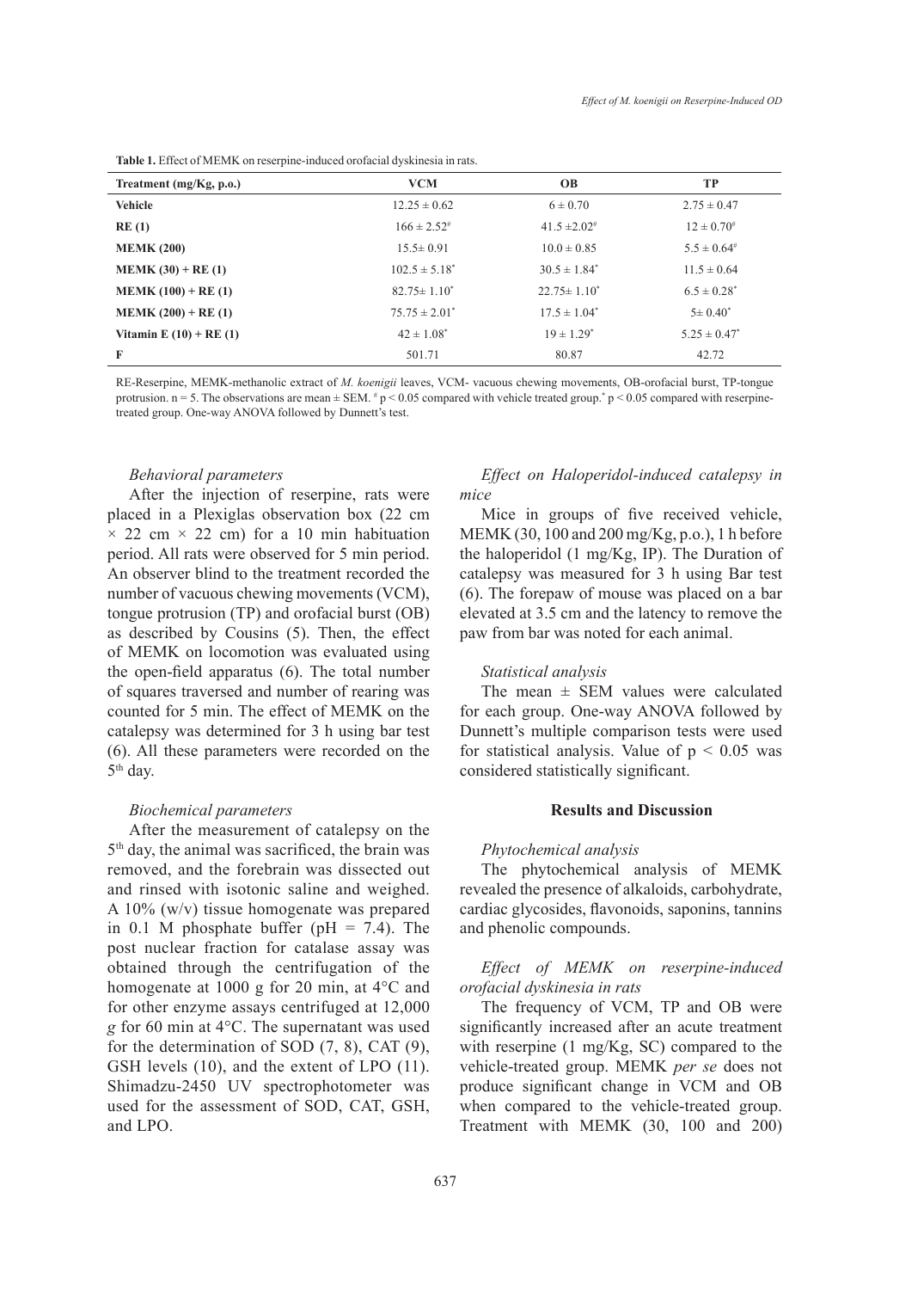**Table 1.** Effect of MEMK on reserpine-induced orofacial dyskinesia in rats.

| Treatment (mg/Kg, p.o.) | VCM | OB | TP |
|---|---|---|---|
| **Vehicle** | 12.25 ± 0.62 | 6 ± 0.70 | 2.75 ± 0.47 |
| **RE (1)** | 166 ± 2.52[#] | 41.5 ±2.02[#] | 12 ± 0.70[#] |
| **MEMK (200)** | 15.5± 0.91 | 10.0 ± 0.85 | 5.5 ± 0.64[#] |
| **MEMK (30) + RE (1)** | 102.5 ± 5.18[*] | 30.5 ± 1.84[*] | 11.5 ± 0.64 |
| **MEMK (100) + RE (1)** | 82.75± 1.10[*] | 22.75± 1.10[*] | 6.5 ± 0.28[*] |
| **MEMK (200) + RE (1)** | 75.75 ± 2.01[*] | 17.5 ± 1.04[*] | 5± 0.40[*] |
| **Vitamin E (10) + RE (1)** | 42 ± 1.08[*] | 19 ± 1.29[*] | 5.25 ± 0.47[*] |
| **F** | 501.71 | 80.87 | 42.72 |

RE-Reserpine, MEMK-methanolic extract of *M. koenigii* leaves, VCM- vacuous chewing movements, OB-orofacial burst, TP-tongue protrusion. n = 5. The observations are mean ± SEM. [#] $p < 0.05$ compared with vehicle treated group.[*] $p < 0.05$ compared with reserpine-treated group. One-way ANOVA followed by Dunnett's test.

### *Behavioral parameters*

After the injection of reserpine, rats were placed in a Plexiglas observation box (22 cm × 22 cm × 22 cm) for a 10 min habituation period. All rats were observed for 5 min period. An observer blind to the treatment recorded the number of vacuous chewing movements (VCM), tongue protrusion (TP) and orofacial burst (OB) as described by Cousins (5). Then, the effect of MEMK on locomotion was evaluated using the open-field apparatus (6). The total number of squares traversed and number of rearing was counted for 5 min. The effect of MEMK on the catalepsy was determined for 3 h using bar test (6). All these parameters were recorded on the 5th day.

### *Biochemical parameters*

After the measurement of catalepsy on the 5th day, the animal was sacrificed, the brain was removed, and the forebrain was dissected out and rinsed with isotonic saline and weighed. A 10% (w/v) tissue homogenate was prepared in 0.1 M phosphate buffer (pH = 7.4). The post nuclear fraction for catalase assay was obtained through the centrifugation of the homogenate at 1000 g for 20 min, at 4°C and for other enzyme assays centrifuged at 12,000 *g* for 60 min at 4°C. The supernatant was used for the determination of SOD (7, 8), CAT (9), GSH levels (10), and the extent of LPO (11). Shimadzu-2450 UV spectrophotometer was used for the assessment of SOD, CAT, GSH, and LPO.

### *Effect on Haloperidol-induced catalepsy in mice*

Mice in groups of five received vehicle, MEMK (30, 100 and 200 mg/Kg, p.o.), 1 h before the haloperidol (1 mg/Kg, IP). The Duration of catalepsy was measured for 3 h using Bar test (6). The forepaw of mouse was placed on a bar elevated at 3.5 cm and the latency to remove the paw from bar was noted for each animal.

### *Statistical analysis*

The mean ± SEM values were calculated for each group. One-way ANOVA followed by Dunnett's multiple comparison tests were used for statistical analysis. Value of $p < 0.05$ was considered statistically significant.

## Results and Discussion

### *Phytochemical analysis*

The phytochemical analysis of MEMK revealed the presence of alkaloids, carbohydrate, cardiac glycosides, flavonoids, saponins, tannins and phenolic compounds.

### *Effect of MEMK on reserpine-induced orofacial dyskinesia in rats*

The frequency of VCM, TP and OB were significantly increased after an acute treatment with reserpine (1 mg/Kg, SC) compared to the vehicle-treated group. MEMK *per se* does not produce significant change in VCM and OB when compared to the vehicle-treated group. Treatment with MEMK (30, 100 and 200)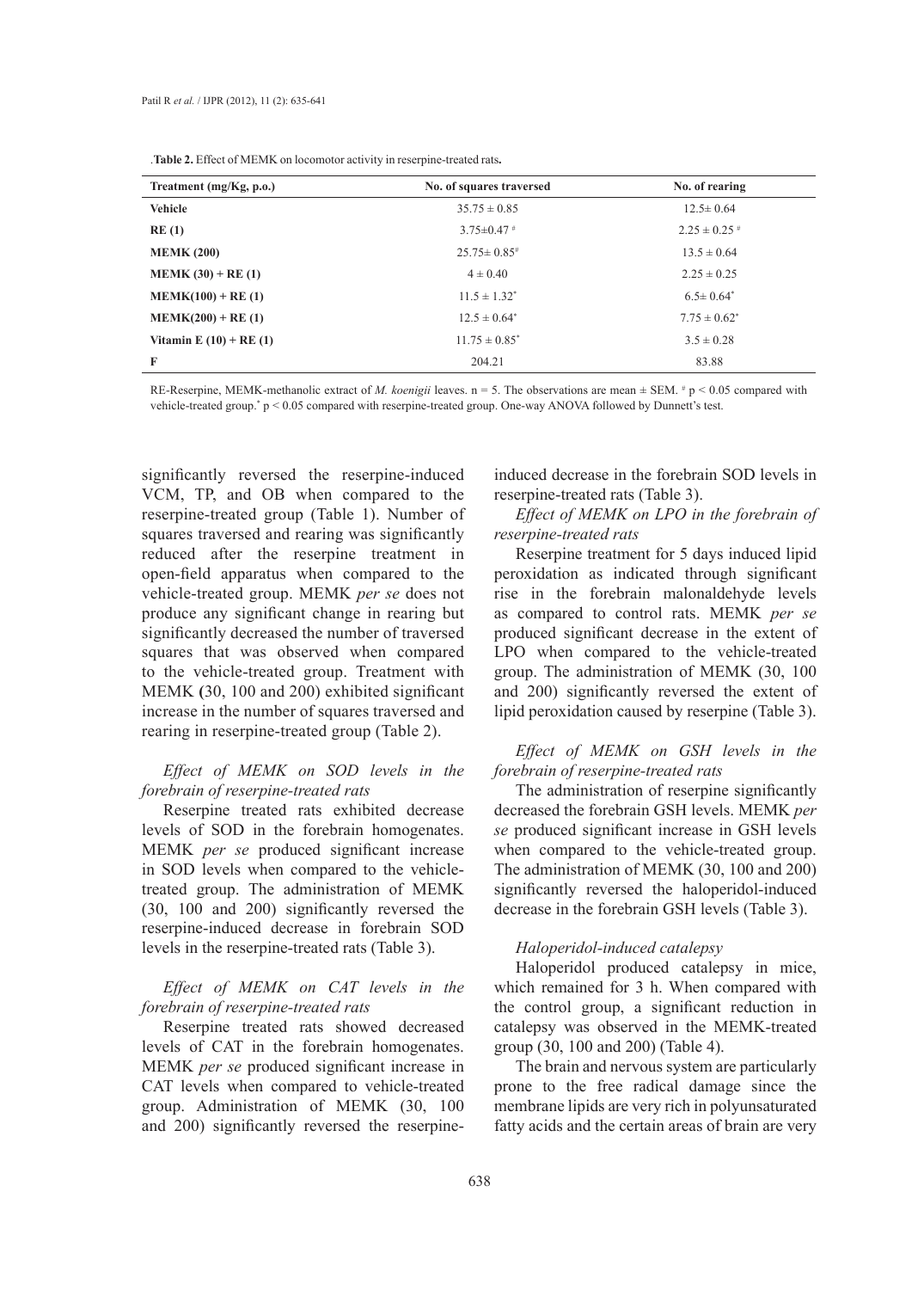.**Table 2.** Effect of MEMK on locomotor activity in reserpine-treated rats**.**

| Treatment (mg/Kg, p.o.) | No. of squares traversed | No. of rearing |
|---|---|---|
| **Vehicle** | 35.75 ± 0.85 | 12.5± 0.64 |
| **RE (1)** | 3.75±0.47 # | 2.25 ± 0.25 # |
| **MEMK (200)** | 25.75± 0.85# | 13.5 ± 0.64 |
| **MEMK (30) + RE (1)** | 4 ± 0.40 | 2.25 ± 0.25 |
| **MEMK(100) + RE (1)** | 11.5 ± 1.32* | 6.5± 0.64* |
| **MEMK(200) + RE (1)** | 12.5 ± 0.64* | 7.75 ± 0.62* |
| **Vitamin E (10) + RE (1)** | 11.75 ± 0.85* | 3.5 ± 0.28 |
| **F** | 204.21 | 83.88 |

RE-Reserpine, MEMK-methanolic extract of *M. koenigii* leaves. n = 5. The observations are mean ± SEM. # $p < 0.05$ compared with vehicle-treated group.* $p < 0.05$ compared with reserpine-treated group. One-way ANOVA followed by Dunnett's test.

significantly reversed the reserpine-induced VCM, TP, and OB when compared to the reserpine-treated group (Table 1). Number of squares traversed and rearing was significantly reduced after the reserpine treatment in open-field apparatus when compared to the vehicle-treated group. MEMK *per se* does not produce any significant change in rearing but significantly decreased the number of traversed squares that was observed when compared to the vehicle-treated group. Treatment with MEMK **(**30, 100 and 200) exhibited significant increase in the number of squares traversed and rearing in reserpine-treated group (Table 2).

*Effect of MEMK on SOD levels in the forebrain of reserpine-treated rats*

Reserpine treated rats exhibited decrease levels of SOD in the forebrain homogenates. MEMK *per se* produced significant increase in SOD levels when compared to the vehicle-treated group. The administration of MEMK (30, 100 and 200) significantly reversed the reserpine-induced decrease in forebrain SOD levels in the reserpine-treated rats (Table 3).

*Effect of MEMK on CAT levels in the forebrain of reserpine-treated rats*

Reserpine treated rats showed decreased levels of CAT in the forebrain homogenates. MEMK *per se* produced significant increase in CAT levels when compared to vehicle-treated group. Administration of MEMK (30, 100 and 200) significantly reversed the reserpine-induced decrease in the forebrain SOD levels in reserpine-treated rats (Table 3).

*Effect of MEMK on LPO in the forebrain of reserpine-treated rats*

Reserpine treatment for 5 days induced lipid peroxidation as indicated through significant rise in the forebrain malonaldehyde levels as compared to control rats. MEMK *per se* produced significant decrease in the extent of LPO when compared to the vehicle-treated group. The administration of MEMK (30, 100 and 200) significantly reversed the extent of lipid peroxidation caused by reserpine (Table 3).

*Effect of MEMK on GSH levels in the forebrain of reserpine-treated rats*

The administration of reserpine significantly decreased the forebrain GSH levels. MEMK *per se* produced significant increase in GSH levels when compared to the vehicle-treated group. The administration of MEMK (30, 100 and 200) significantly reversed the haloperidol-induced decrease in the forebrain GSH levels (Table 3).

*Haloperidol-induced catalepsy*

Haloperidol produced catalepsy in mice, which remained for 3 h. When compared with the control group, a significant reduction in catalepsy was observed in the MEMK-treated group (30, 100 and 200) (Table 4).

The brain and nervous system are particularly prone to the free radical damage since the membrane lipids are very rich in polyunsaturated fatty acids and the certain areas of brain are very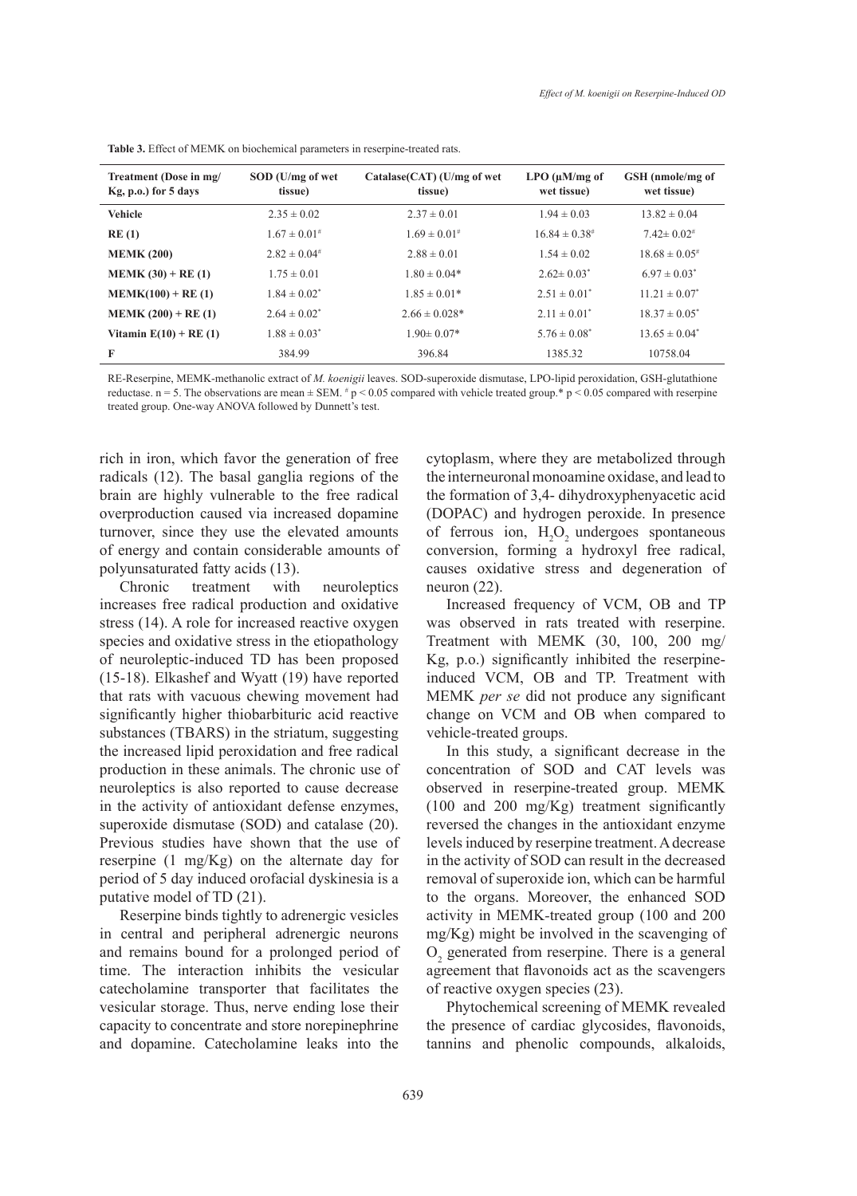**Table 3.** Effect of MEMK on biochemical parameters in reserpine-treated rats.

| Treatment (Dose in mg/ Kg, p.o.) for 5 days | SOD (U/mg of wet tissue) | Catalase(CAT) (U/mg of wet tissue) | LPO (μM/mg of wet tissue) | GSH (nmole/mg of wet tissue) |
|---|---|---|---|---|
| **Vehicle** | 2.35 ± 0.02 | 2.37 ± 0.01 | 1.94 ± 0.03 | 13.82 ± 0.04 |
| **RE (1)** | 1.67 ± 0.01[#] | 1.69 ± 0.01[#] | 16.84 ± 0.38[#] | 7.42± 0.02[#] |
| **MEMK (200)** | 2.82 ± 0.04[#] | 2.88 ± 0.01 | 1.54 ± 0.02 | 18.68 ± 0.05[#] |
| **MEMK (30) + RE (1)** | 1.75 ± 0.01 | 1.80 ± 0.04* | 2.62± 0.03* | 6.97 ± 0.03* |
| **MEMK(100) + RE (1)** | 1.84 ± 0.02* | 1.85 ± 0.01* | 2.51 ± 0.01* | 11.21 ± 0.07* |
| **MEMK (200) + RE (1)** | 2.64 ± 0.02* | 2.66 ± 0.028* | 2.11 ± 0.01* | 18.37 ± 0.05* |
| **Vitamin E(10) + RE (1)** | 1.88 ± 0.03* | 1.90± 0.07* | 5.76 ± 0.08* | 13.65 ± 0.04* |
| **F** | 384.99 | 396.84 | 1385.32 | 10758.04 |

RE-Reserpine, MEMK-methanolic extract of *M. koenigii* leaves. SOD-superoxide dismutase, LPO-lipid peroxidation, GSH-glutathione reductase. n = 5. The observations are mean ± SEM. [#] $p < 0.05$ compared with vehicle treated group.* $p < 0.05$ compared with reserpine treated group. One-way ANOVA followed by Dunnett's test.

rich in iron, which favor the generation of free radicals (12). The basal ganglia regions of the brain are highly vulnerable to the free radical overproduction caused via increased dopamine turnover, since they use the elevated amounts of energy and contain considerable amounts of polyunsaturated fatty acids (13).

Chronic treatment with neuroleptics increases free radical production and oxidative stress (14). A role for increased reactive oxygen species and oxidative stress in the etiopathology of neuroleptic-induced TD has been proposed (15-18). Elkashef and Wyatt (19) have reported that rats with vacuous chewing movement had significantly higher thiobarbituric acid reactive substances (TBARS) in the striatum, suggesting the increased lipid peroxidation and free radical production in these animals. The chronic use of neuroleptics is also reported to cause decrease in the activity of antioxidant defense enzymes, superoxide dismutase (SOD) and catalase (20). Previous studies have shown that the use of reserpine (1 mg/Kg) on the alternate day for period of 5 day induced orofacial dyskinesia is a putative model of TD (21).

Reserpine binds tightly to adrenergic vesicles in central and peripheral adrenergic neurons and remains bound for a prolonged period of time. The interaction inhibits the vesicular catecholamine transporter that facilitates the vesicular storage. Thus, nerve ending lose their capacity to concentrate and store norepinephrine and dopamine. Catecholamine leaks into the cytoplasm, where they are metabolized through the interneuronal monoamine oxidase, and lead to the formation of 3,4- dihydroxyphenyacetic acid (DOPAC) and hydrogen peroxide. In presence of ferrous ion, $H_2O_2$ undergoes spontaneous conversion, forming a hydroxyl free radical, causes oxidative stress and degeneration of neuron (22).

Increased frequency of VCM, OB and TP was observed in rats treated with reserpine. Treatment with MEMK (30, 100, 200 mg/ Kg, p.o.) significantly inhibited the reserpine-induced VCM, OB and TP. Treatment with MEMK *per se* did not produce any significant change on VCM and OB when compared to vehicle-treated groups.

In this study, a significant decrease in the concentration of SOD and CAT levels was observed in reserpine-treated group. MEMK (100 and 200 mg/Kg) treatment significantly reversed the changes in the antioxidant enzyme levels induced by reserpine treatment. A decrease in the activity of SOD can result in the decreased removal of superoxide ion, which can be harmful to the organs. Moreover, the enhanced SOD activity in MEMK-treated group (100 and 200 mg/Kg) might be involved in the scavenging of $O_2$ generated from reserpine. There is a general agreement that flavonoids act as the scavengers of reactive oxygen species (23).

Phytochemical screening of MEMK revealed the presence of cardiac glycosides, flavonoids, tannins and phenolic compounds, alkaloids,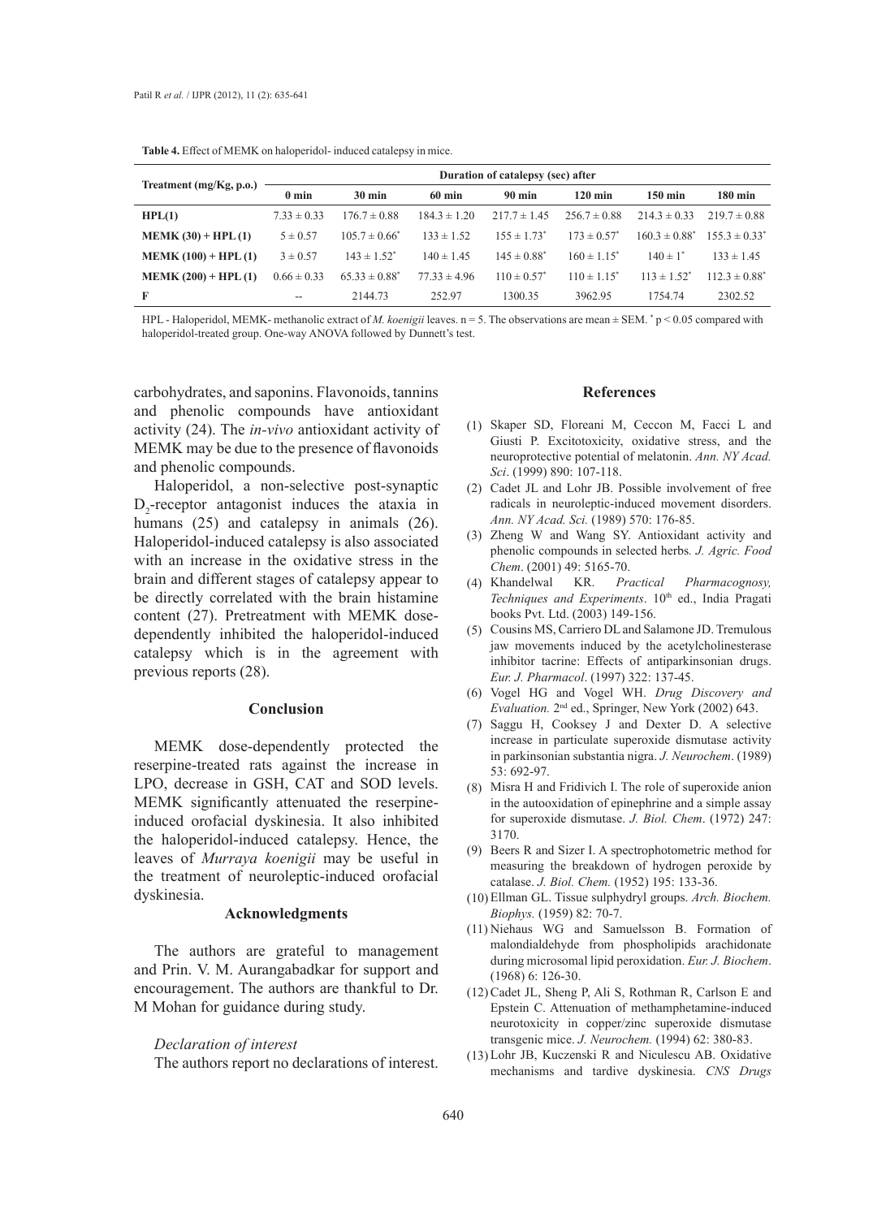**Table 4.** Effect of MEMK on haloperidol- induced catalepsy in mice.

| Treatment (mg/Kg, p.o.) | Duration of catalepsy (sec) after | | | | | | |
|---|---|---|---|---|---|---|---|
| | 0 min | 30 min | 60 min | 90 min | 120 min | 150 min | 180 min |
| **HPL(1)** | 7.33 ± 0.33 | 176.7 ± 0.88 | 184.3 ± 1.20 | 217.7 ± 1.45 | 256.7 ± 0.88 | 214.3 ± 0.33 | 219.7 ± 0.88 |
| **MEMK (30) + HPL (1)** | 5 ± 0.57 | 105.7 ± 0.66* | 133 ± 1.52 | 155 ± 1.73* | 173 ± 0.57* | 160.3 ± 0.88* | 155.3 ± 0.33* |
| **MEMK (100) + HPL (1)** | 3 ± 0.57 | 143 ± 1.52* | 140 ± 1.45 | 145 ± 0.88* | 160 ± 1.15* | 140 ± 1* | 133 ± 1.45 |
| **MEMK (200) + HPL (1)** | 0.66 ± 0.33 | 65.33 ± 0.88* | 77.33 ± 4.96 | 110 ± 0.57* | 110 ± 1.15* | 113 ± 1.52* | 112.3 ± 0.88* |
| **F** | -- | 2144.73 | 252.97 | 1300.35 | 3962.95 | 1754.74 | 2302.52 |

HPL - Haloperidol, MEMK- methanolic extract of *M. koenigii* leaves. n = 5. The observations are mean ± SEM. * $p < 0.05$ compared with haloperidol-treated group. One-way ANOVA followed by Dunnett's test.

carbohydrates, and saponins. Flavonoids, tannins and phenolic compounds have antioxidant activity (24). The *in-vivo* antioxidant activity of MEMK may be due to the presence of flavonoids and phenolic compounds.

Haloperidol, a non-selective post-synaptic $D_2$-receptor antagonist induces the ataxia in humans (25) and catalepsy in animals (26). Haloperidol-induced catalepsy is also associated with an increase in the oxidative stress in the brain and different stages of catalepsy appear to be directly correlated with the brain histamine content (27). Pretreatment with MEMK dose-dependently inhibited the haloperidol-induced catalepsy which is in the agreement with previous reports (28).

## Conclusion

MEMK dose-dependently protected the reserpine-treated rats against the increase in LPO, decrease in GSH, CAT and SOD levels. MEMK significantly attenuated the reserpine-induced orofacial dyskinesia. It also inhibited the haloperidol-induced catalepsy. Hence, the leaves of *Murraya koenigii* may be useful in the treatment of neuroleptic-induced orofacial dyskinesia.

## Acknowledgments

The authors are grateful to management and Prin. V. M. Aurangabadkar for support and encouragement. The authors are thankful to Dr. M Mohan for guidance during study.

### *Declaration of interest*

The authors report no declarations of interest.

## References

(1) Skaper SD, Floreani M, Ceccon M, Facci L and Giusti P. Excitotoxicity, oxidative stress, and the neuroprotective potential of melatonin. *Ann. NY Acad. Sci*. (1999) 890: 107-118.

(2) Cadet JL and Lohr JB. Possible involvement of free radicals in neuroleptic-induced movement disorders. *Ann. NY Acad. Sci.* (1989) 570: 176-85.

(3) Zheng W and Wang SY. Antioxidant activity and phenolic compounds in selected herbs*. J. Agric. Food Chem*. (2001) 49: 5165-70.

(4) Khandelwal KR. *Practical Pharmacognosy, Techniques and Experiments*. 10th ed., India Pragati books Pvt. Ltd. (2003) 149-156.

(5) Cousins MS, Carriero DL and Salamone JD. Tremulous jaw movements induced by the acetylcholinesterase inhibitor tacrine: Effects of antiparkinsonian drugs. *Eur. J. Pharmacol*. (1997) 322: 137-45.

(6) Vogel HG and Vogel WH. *Drug Discovery and Evaluation*. 2nd ed., Springer, New York (2002) 643.

(7) Saggu H, Cooksey J and Dexter D. A selective increase in particulate superoxide dismutase activity in parkinsonian substantia nigra. *J. Neurochem*. (1989) 53: 692-97.

(8) Misra H and Fridivich I. The role of superoxide anion in the autooxidation of epinephrine and a simple assay for superoxide dismutase. *J. Biol. Chem*. (1972) 247: 3170.

(9) Beers R and Sizer I. A spectrophotometric method for measuring the breakdown of hydrogen peroxide by catalase. *J. Biol. Chem.* (1952) 195: 133-36.

(10) Ellman GL. Tissue sulphydryl groups. *Arch. Biochem. Biophys.* (1959) 82: 70-7.

(11) Niehaus WG and Samuelsson B. Formation of malondialdehyde from phospholipids arachidonate during microsomal lipid peroxidation. *Eur. J. Biochem*. (1968) 6: 126-30.

(12) Cadet JL, Sheng P, Ali S, Rothman R, Carlson E and Epstein C. Attenuation of methamphetamine-induced neurotoxicity in copper/zinc superoxide dismutase transgenic mice. *J. Neurochem.* (1994) 62: 380-83.

(13) Lohr JB, Kuczenski R and Niculescu AB. Oxidative mechanisms and tardive dyskinesia. *CNS Drugs*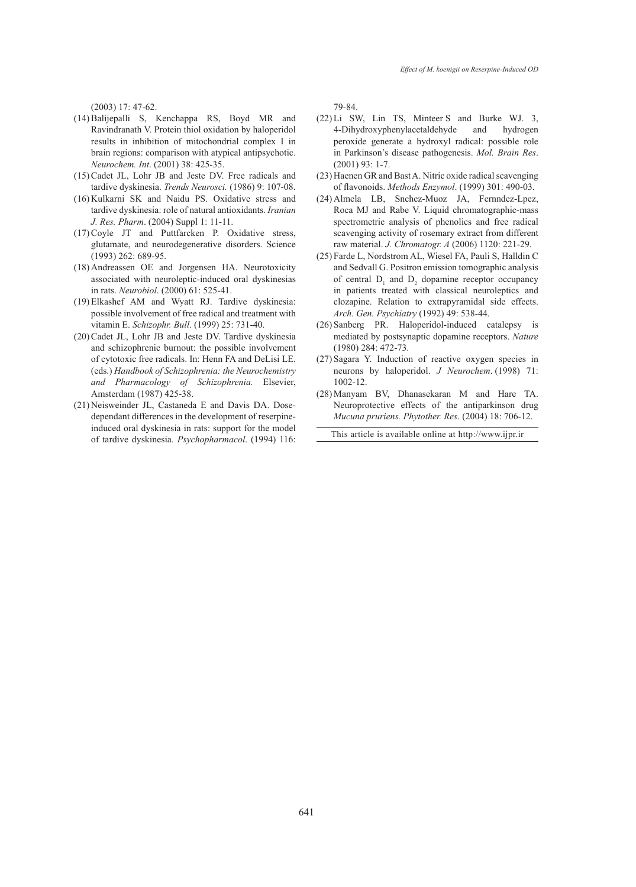(2003) 17: 47-62.

(14) Balijepalli S, Kenchappa RS, Boyd MR and Ravindranath V. Protein thiol oxidation by haloperidol results in inhibition of mitochondrial complex I in brain regions: comparison with atypical antipsychotic. *Neurochem. Int*. (2001) 38: 425-35.

(15) Cadet JL, Lohr JB and Jeste DV. Free radicals and tardive dyskinesia. *Trends Neurosci.* (1986) 9: 107-08.

(16) Kulkarni SK and Naidu PS. Oxidative stress and tardive dyskinesia: role of natural antioxidants. *Iranian J. Res. Pharm*. (2004) Suppl 1: 11-11.

(17) Coyle JT and Puttfarcken P. Oxidative stress, glutamate, and neurodegenerative disorders. Science (1993) 262: 689-95.

(18) Andreassen OE and Jorgensen HA. Neurotoxicity associated with neuroleptic-induced oral dyskinesias in rats. *Neurobiol*. (2000) 61: 525-41.

(19) Elkashef AM and Wyatt RJ. Tardive dyskinesia: possible involvement of free radical and treatment with vitamin E. *Schizophr. Bull*. (1999) 25: 731-40.

(20) Cadet JL, Lohr JB and Jeste DV. Tardive dyskinesia and schizophrenic burnout: the possible involvement of cytotoxic free radicals. In: Henn FA and DeLisi LE. (eds.) *Handbook of Schizophrenia: the Neurochemistry and Pharmacology of Schizophrenia.* Elsevier, Amsterdam (1987) 425-38.

(21) Neisweinder JL, Castaneda E and Davis DA. Dose-dependant differences in the development of reserpine-induced oral dyskinesia in rats: support for the model of tardive dyskinesia. *Psychopharmacol*. (1994) 116: 79-84.

(22) Li SW, Lin TS, Minteer S and Burke WJ. 3, 4-Dihydroxyphenylacetaldehyde and hydrogen peroxide generate a hydroxyl radical: possible role in Parkinson's disease pathogenesis. *Mol. Brain Res*. (2001) 93: 1-7.

(23) Haenen GR and Bast A. Nitric oxide radical scavenging of flavonoids. *Methods Enzymol*. (1999) 301: 490-03.

(24) Almela LB, Snchez-Muoz JA, Fernndez-Lpez, Roca MJ and Rabe V. Liquid chromatographic-mass spectrometric analysis of phenolics and free radical scavenging activity of rosemary extract from different raw material. *J. Chromatogr. A* (2006) 1120: 221-29.

(25) Farde L, Nordstrom AL, Wiesel FA, Pauli S, Halldin C and Sedvall G. Positron emission tomographic analysis of central $D_1$ and $D_2$ dopamine receptor occupancy in patients treated with classical neuroleptics and clozapine. Relation to extrapyramidal side effects. *Arch. Gen. Psychiatry* (1992) 49: 538-44.

(26) Sanberg PR. Haloperidol-induced catalepsy is mediated by postsynaptic dopamine receptors. *Nature* (1980) 284: 472-73.

(27) Sagara Y. Induction of reactive oxygen species in neurons by haloperidol. *J Neurochem*. (1998) 71: 1002-12.

(28) Manyam BV, Dhanasekaran M and Hare TA. Neuroprotective effects of the antiparkinson drug *Mucuna pruriens. Phytother. Res*. (2004) 18: 706-12.

This article is available online at http://www.ijpr.ir